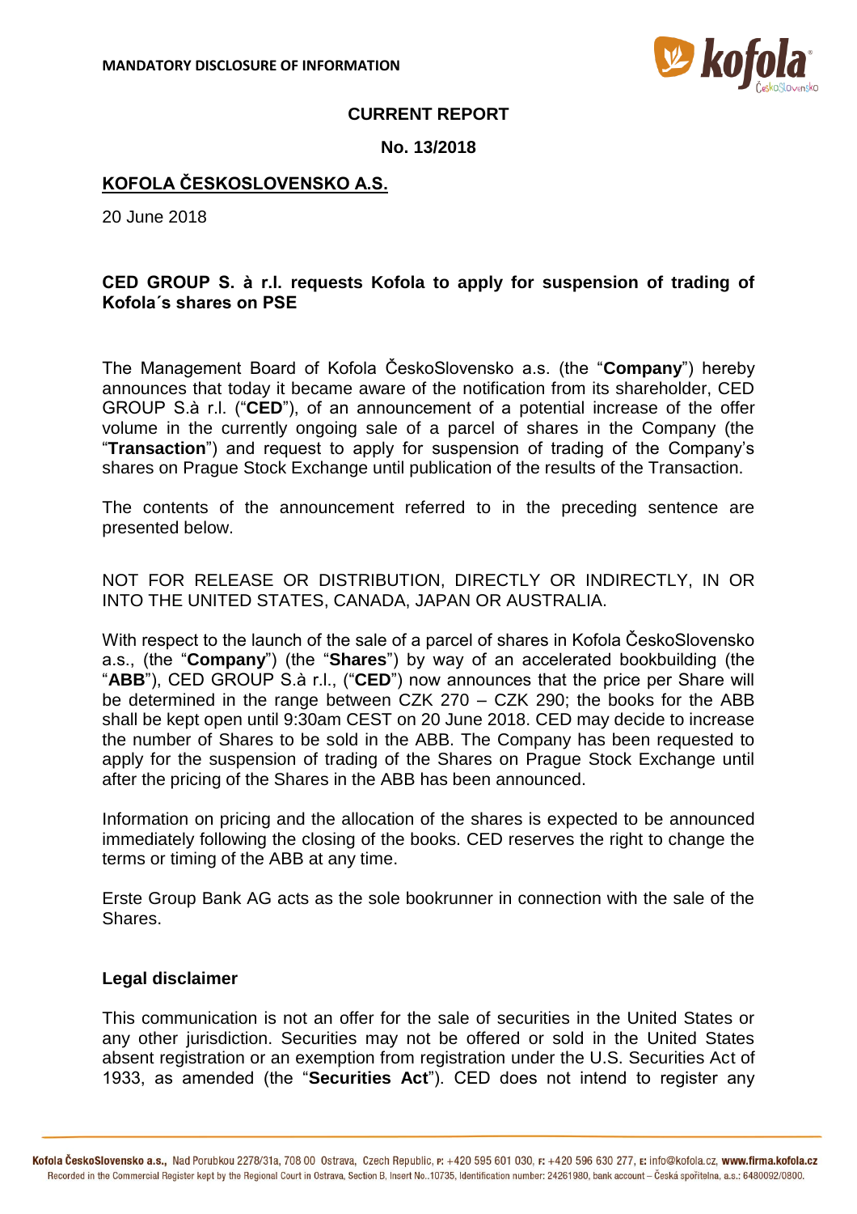**MANDATORY DISCLOSURE OF INFORMATION**

**CURRENT REPORT**

**No. 13/2018**

## KOFOLA ČESKOSLOVENSKO A.S.

20 June 2018

### CED GROUP S. à r.l. requests Kofola to apply for suspension of trading of Kofola´s shares on PSE

The Management Board of Kofola ČeskoSlovensko a.s. (the "**Company**") hereby announces that today it became aware of the notification from its shareholder, CED GROUP S.à r.l. ("**CED**"), of an announcement of a potential increase of the offer volume in the currently ongoing sale of a parcel of shares in the Company (the "**Transaction**") and request to apply for suspension of trading of the Company's shares on Prague Stock Exchange until publication of the results of the Transaction.

The contents of the announcement referred to in the preceding sentence are presented below.

NOT FOR RELEASE OR DISTRIBUTION, DIRECTLY OR INDIRECTLY, IN OR INTO THE UNITED STATES, CANADA, JAPAN OR AUSTRALIA.

With respect to the launch of the sale of a parcel of shares in Kofola ČeskoSlovensko a.s., (the "**Company**") (the "**Shares**") by way of an accelerated bookbuilding (the "**ABB**"), CED GROUP S.à r.l., ("**CED**") now announces that the price per Share will be determined in the range between CZK 270 – CZK 290; the books for the ABB shall be kept open until 9:30am CEST on 20 June 2018. CED may decide to increase the number of Shares to be sold in the ABB. The Company has been requested to apply for the suspension of trading of the Shares on Prague Stock Exchange until after the pricing of the Shares in the ABB has been announced.

Information on pricing and the allocation of the shares is expected to be announced immediately following the closing of the books. CED reserves the right to change the terms or timing of the ABB at any time.

Erste Group Bank AG acts as the sole bookrunner in connection with the sale of the Shares.

### Legal disclaimer

This communication is not an offer for the sale of securities in the United States or any other jurisdiction. Securities may not be offered or sold in the United States absent registration or an exemption from registration under the U.S. Securities Act of 1933, as amended (the "**Securities Act**"). CED does not intend to register any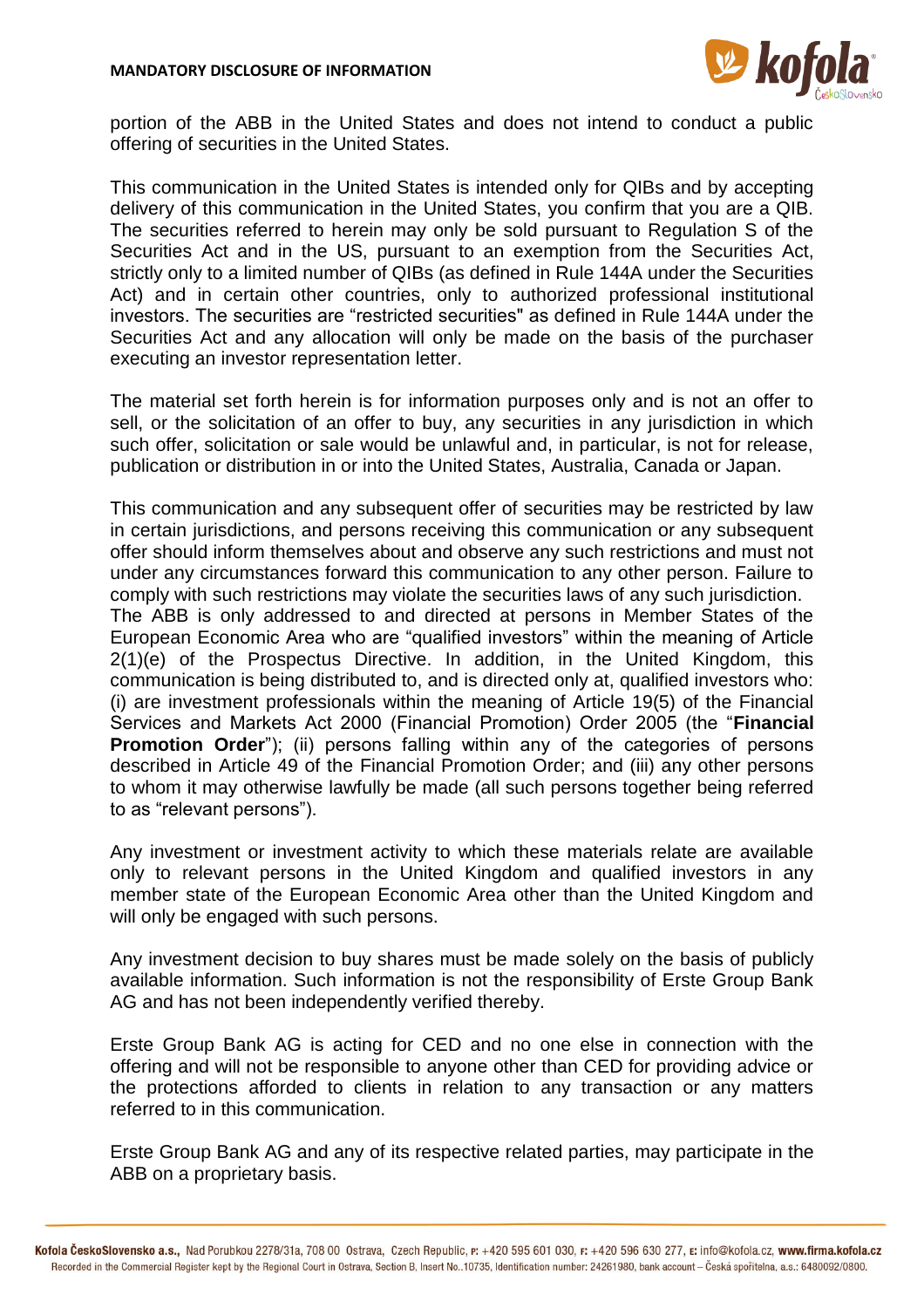portion of the ABB in the United States and does not intend to conduct a public offering of securities in the United States.

This communication in the United States is intended only for QIBs and by accepting delivery of this communication in the United States, you confirm that you are a QIB. The securities referred to herein may only be sold pursuant to Regulation S of the Securities Act and in the US, pursuant to an exemption from the Securities Act, strictly only to a limited number of QIBs (as defined in Rule 144A under the Securities Act) and in certain other countries, only to authorized professional institutional investors. The securities are "restricted securities" as defined in Rule 144A under the Securities Act and any allocation will only be made on the basis of the purchaser executing an investor representation letter.

The material set forth herein is for information purposes only and is not an offer to sell, or the solicitation of an offer to buy, any securities in any jurisdiction in which such offer, solicitation or sale would be unlawful and, in particular, is not for release, publication or distribution in or into the United States, Australia, Canada or Japan.

This communication and any subsequent offer of securities may be restricted by law in certain jurisdictions, and persons receiving this communication or any subsequent offer should inform themselves about and observe any such restrictions and must not under any circumstances forward this communication to any other person. Failure to comply with such restrictions may violate the securities laws of any such jurisdiction.
The ABB is only addressed to and directed at persons in Member States of the European Economic Area who are "qualified investors" within the meaning of Article 2(1)(e) of the Prospectus Directive. In addition, in the United Kingdom, this communication is being distributed to, and is directed only at, qualified investors who: (i) are investment professionals within the meaning of Article 19(5) of the Financial Services and Markets Act 2000 (Financial Promotion) Order 2005 (the "**Financial Promotion Order**"); (ii) persons falling within any of the categories of persons described in Article 49 of the Financial Promotion Order; and (iii) any other persons to whom it may otherwise lawfully be made (all such persons together being referred to as "relevant persons").

Any investment or investment activity to which these materials relate are available only to relevant persons in the United Kingdom and qualified investors in any member state of the European Economic Area other than the United Kingdom and will only be engaged with such persons.

Any investment decision to buy shares must be made solely on the basis of publicly available information. Such information is not the responsibility of Erste Group Bank AG and has not been independently verified thereby.

Erste Group Bank AG is acting for CED and no one else in connection with the offering and will not be responsible to anyone other than CED for providing advice or the protections afforded to clients in relation to any transaction or any matters referred to in this communication.

Erste Group Bank AG and any of its respective related parties, may participate in the ABB on a proprietary basis.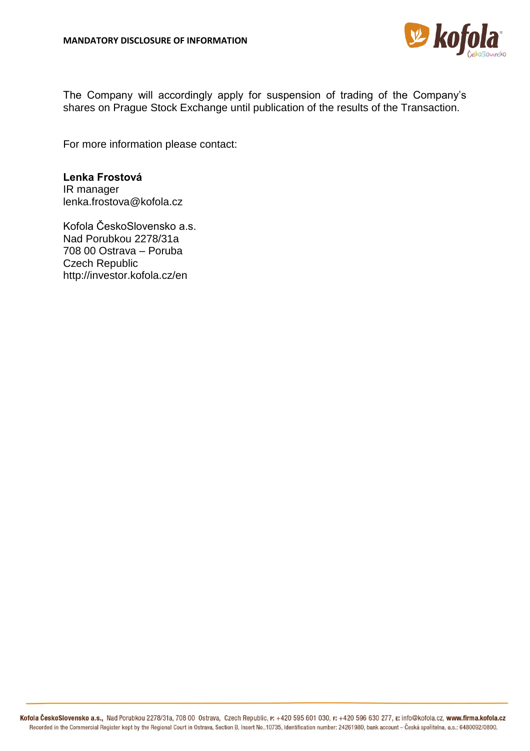The Company will accordingly apply for suspension of trading of the Company's shares on Prague Stock Exchange until publication of the results of the Transaction.

For more information please contact:

**Lenka Frostová**
IR manager
lenka.frostova@kofola.cz

Kofola ČeskoSlovensko a.s.
Nad Porubkou 2278/31a
708 00 Ostrava – Poruba
Czech Republic
http://investor.kofola.cz/en